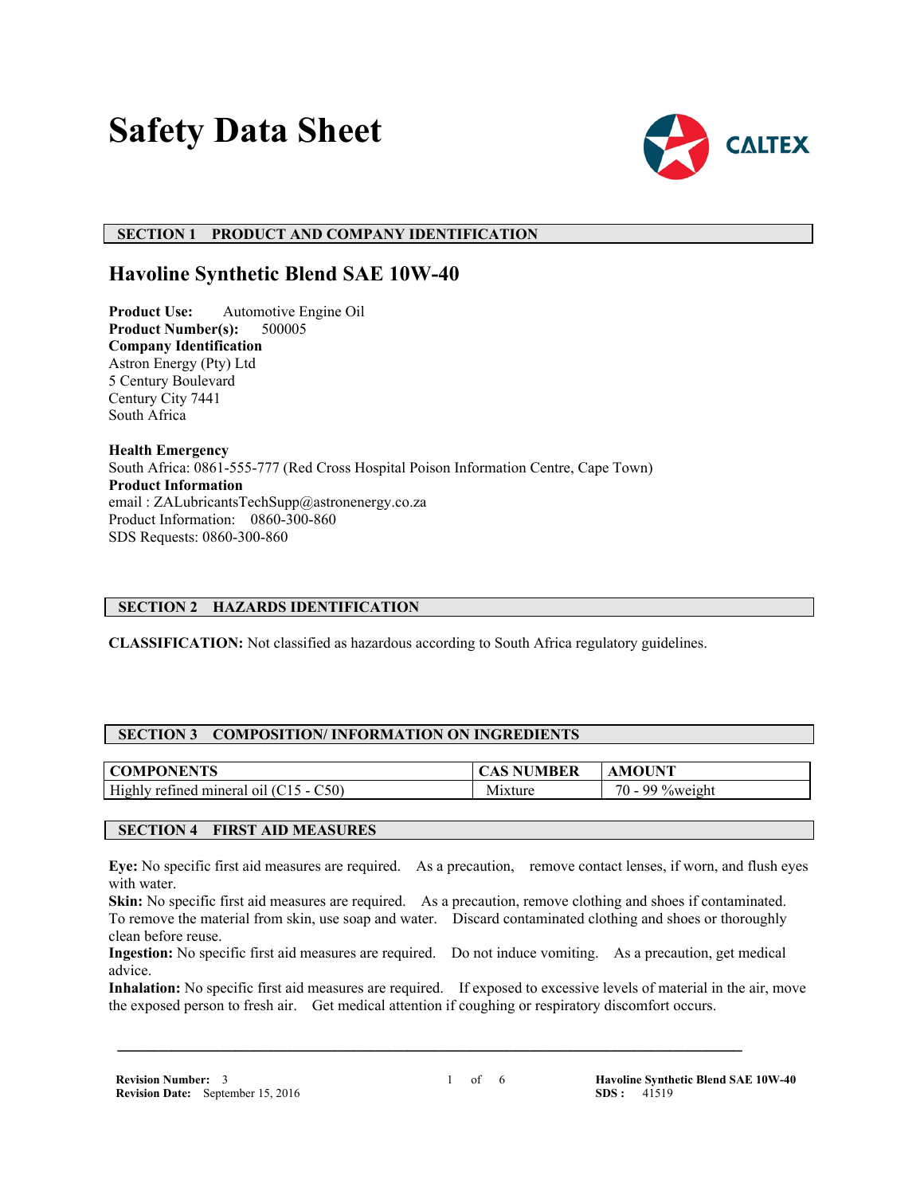# Safety Data Sheet

CALTEX

## SECTION 1 PRODUCT AND COMPANY IDENTIFICATION

### Havoline Synthetic Blend SAE 10W-40

**Product Use:** Automotive Engine Oil
**Product Number(s):** 500005
**Company Identification**
Astron Energy (Pty) Ltd
5 Century Boulevard
Century City 7441
South Africa

**Health Emergency**
South Africa: 0861-555-777 (Red Cross Hospital Poison Information Centre, Cape Town)
**Product Information**
email : ZALubricantsTechSupp@astronenergy.co.za
Product Information: 0860-300-860
SDS Requests: 0860-300-860

## SECTION 2 HAZARDS IDENTIFICATION

**CLASSIFICATION:** Not classified as hazardous according to South Africa regulatory guidelines.

## SECTION 3 COMPOSITION/ INFORMATION ON INGREDIENTS

| COMPONENTS | CAS NUMBER | AMOUNT |
|---|---|---|
| Highly refined mineral oil (C15 - C50) | Mixture | 70 - 99 %weight |

## SECTION 4 FIRST AID MEASURES

**Eye:** No specific first aid measures are required. As a precaution, remove contact lenses, if worn, and flush eyes with water.
**Skin:** No specific first aid measures are required. As a precaution, remove clothing and shoes if contaminated. To remove the material from skin, use soap and water. Discard contaminated clothing and shoes or thoroughly clean before reuse.
**Ingestion:** No specific first aid measures are required. Do not induce vomiting. As a precaution, get medical advice.
**Inhalation:** No specific first aid measures are required. If exposed to excessive levels of material in the air, move the exposed person to fresh air. Get medical attention if coughing or respiratory discomfort occurs.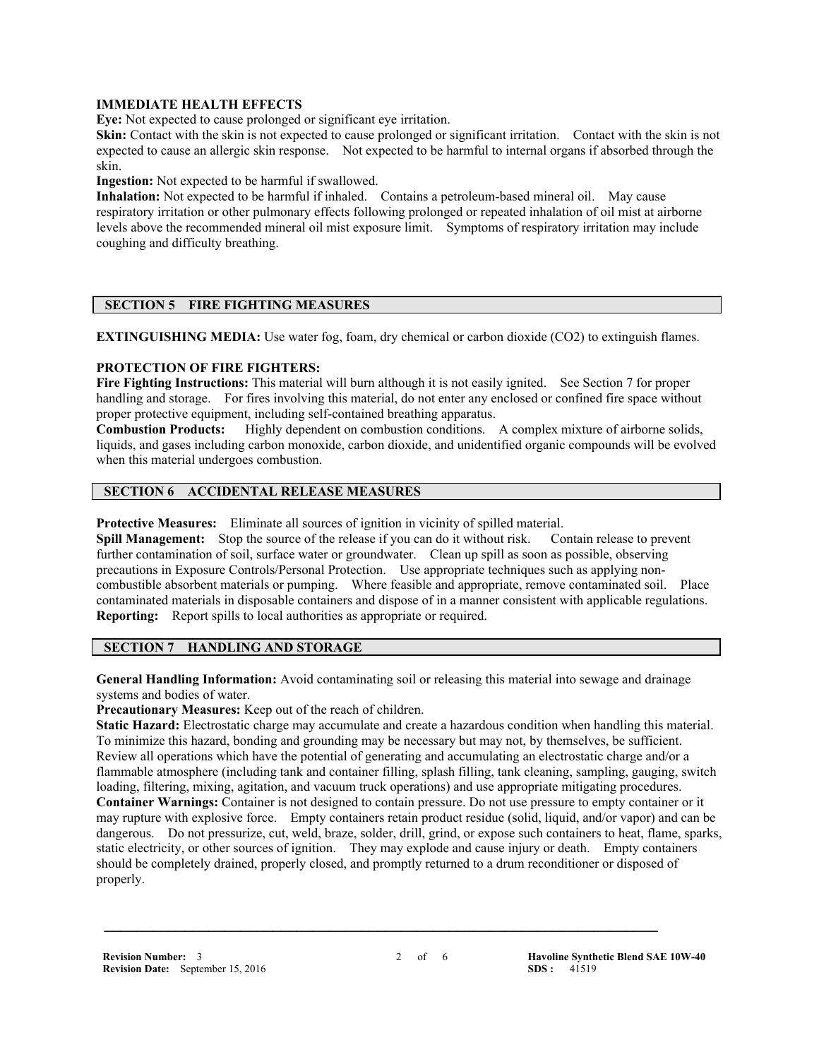**IMMEDIATE HEALTH EFFECTS**

**Eye:** Not expected to cause prolonged or significant eye irritation.

**Skin:** Contact with the skin is not expected to cause prolonged or significant irritation. Contact with the skin is not expected to cause an allergic skin response. Not expected to be harmful to internal organs if absorbed through the skin.

**Ingestion:** Not expected to be harmful if swallowed.

**Inhalation:** Not expected to be harmful if inhaled. Contains a petroleum-based mineral oil. May cause respiratory irritation or other pulmonary effects following prolonged or repeated inhalation of oil mist at airborne levels above the recommended mineral oil mist exposure limit. Symptoms of respiratory irritation may include coughing and difficulty breathing.

## SECTION 5 FIRE FIGHTING MEASURES

**EXTINGUISHING MEDIA:** Use water fog, foam, dry chemical or carbon dioxide ($CO_2$) to extinguish flames.

**PROTECTION OF FIRE FIGHTERS:**

**Fire Fighting Instructions:** This material will burn although it is not easily ignited. See Section 7 for proper handling and storage. For fires involving this material, do not enter any enclosed or confined fire space without proper protective equipment, including self-contained breathing apparatus.

**Combustion Products:** Highly dependent on combustion conditions. A complex mixture of airborne solids, liquids, and gases including carbon monoxide, carbon dioxide, and unidentified organic compounds will be evolved when this material undergoes combustion.

## SECTION 6 ACCIDENTAL RELEASE MEASURES

**Protective Measures:** Eliminate all sources of ignition in vicinity of spilled material.

**Spill Management:** Stop the source of the release if you can do it without risk. Contain release to prevent further contamination of soil, surface water or groundwater. Clean up spill as soon as possible, observing precautions in Exposure Controls/Personal Protection. Use appropriate techniques such as applying non-combustible absorbent materials or pumping. Where feasible and appropriate, remove contaminated soil. Place contaminated materials in disposable containers and dispose of in a manner consistent with applicable regulations.

**Reporting:** Report spills to local authorities as appropriate or required.

## SECTION 7 HANDLING AND STORAGE

**General Handling Information:** Avoid contaminating soil or releasing this material into sewage and drainage systems and bodies of water.

**Precautionary Measures:** Keep out of the reach of children.

**Static Hazard:** Electrostatic charge may accumulate and create a hazardous condition when handling this material. To minimize this hazard, bonding and grounding may be necessary but may not, by themselves, be sufficient. Review all operations which have the potential of generating and accumulating an electrostatic charge and/or a flammable atmosphere (including tank and container filling, splash filling, tank cleaning, sampling, gauging, switch loading, filtering, mixing, agitation, and vacuum truck operations) and use appropriate mitigating procedures.

**Container Warnings:** Container is not designed to contain pressure. Do not use pressure to empty container or it may rupture with explosive force. Empty containers retain product residue (solid, liquid, and/or vapor) and can be dangerous. Do not pressurize, cut, weld, braze, solder, drill, grind, or expose such containers to heat, flame, sparks, static electricity, or other sources of ignition. They may explode and cause injury or death. Empty containers should be completely drained, properly closed, and promptly returned to a drum reconditioner or disposed of properly.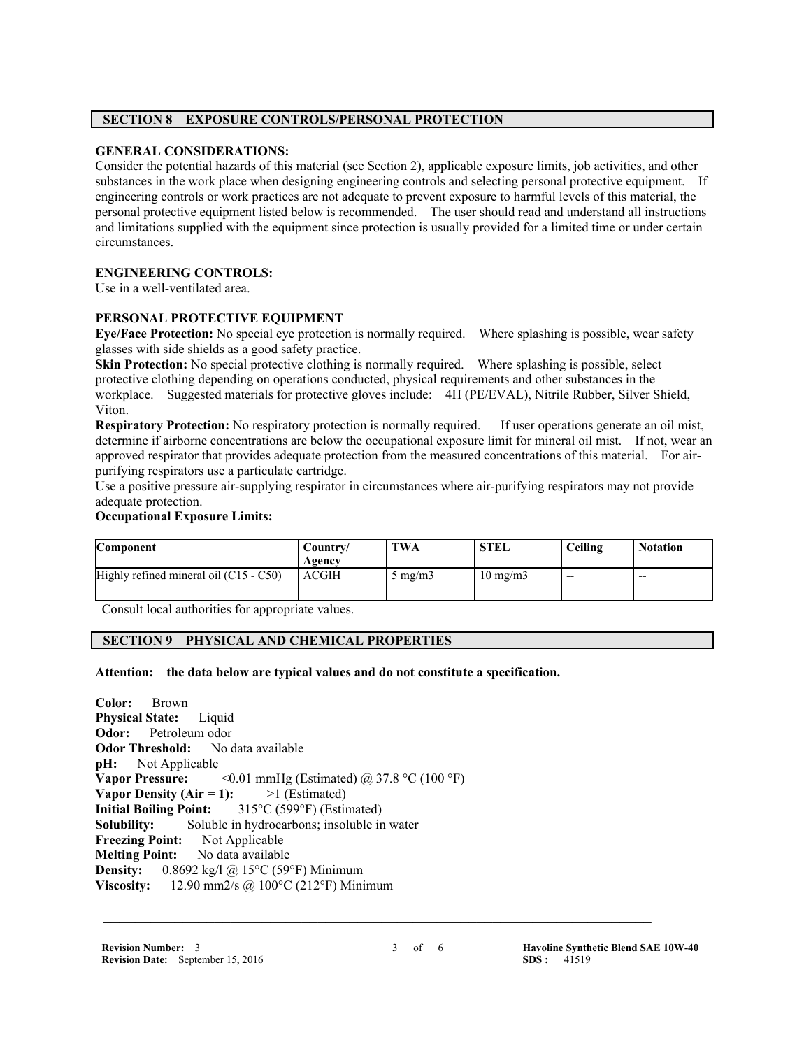## SECTION 8 EXPOSURE CONTROLS/PERSONAL PROTECTION

**GENERAL CONSIDERATIONS:**
Consider the potential hazards of this material (see Section 2), applicable exposure limits, job activities, and other substances in the work place when designing engineering controls and selecting personal protective equipment. If engineering controls or work practices are not adequate to prevent exposure to harmful levels of this material, the personal protective equipment listed below is recommended. The user should read and understand all instructions and limitations supplied with the equipment since protection is usually provided for a limited time or under certain circumstances.

**ENGINEERING CONTROLS:**
Use in a well-ventilated area.

**PERSONAL PROTECTIVE EQUIPMENT**
**Eye/Face Protection:** No special eye protection is normally required. Where splashing is possible, wear safety glasses with side shields as a good safety practice.
**Skin Protection:** No special protective clothing is normally required. Where splashing is possible, select protective clothing depending on operations conducted, physical requirements and other substances in the workplace. Suggested materials for protective gloves include: 4H (PE/EVAL), Nitrile Rubber, Silver Shield, Viton.
**Respiratory Protection:** No respiratory protection is normally required. If user operations generate an oil mist, determine if airborne concentrations are below the occupational exposure limit for mineral oil mist. If not, wear an approved respirator that provides adequate protection from the measured concentrations of this material. For air-purifying respirators use a particulate cartridge.
Use a positive pressure air-supplying respirator in circumstances where air-purifying respirators may not provide adequate protection.
**Occupational Exposure Limits:**

| Component | Country/ Agency | TWA | STEL | Ceiling | Notation |
|---|---|---|---|---|---|
| Highly refined mineral oil (C15 - C50) | ACGIH | 5 mg/m3 | 10 mg/m3 | -- | -- |

Consult local authorities for appropriate values.

## SECTION 9 PHYSICAL AND CHEMICAL PROPERTIES

**Attention: the data below are typical values and do not constitute a specification.**

**Color:** Brown
**Physical State:** Liquid
**Odor:** Petroleum odor
**Odor Threshold:** No data available
**pH:** Not Applicable
**Vapor Pressure:** <0.01 mmHg (Estimated) @ 37.8 °C (100 °F)
**Vapor Density (Air = 1):** >1 (Estimated)
**Initial Boiling Point:** 315°C (599°F) (Estimated)
**Solubility:** Soluble in hydrocarbons; insoluble in water
**Freezing Point:** Not Applicable
**Melting Point:** No data available
**Density:** 0.8692 kg/l @ 15°C (59°F) Minimum
**Viscosity:** 12.90 mm2/s @ 100°C (212°F) Minimum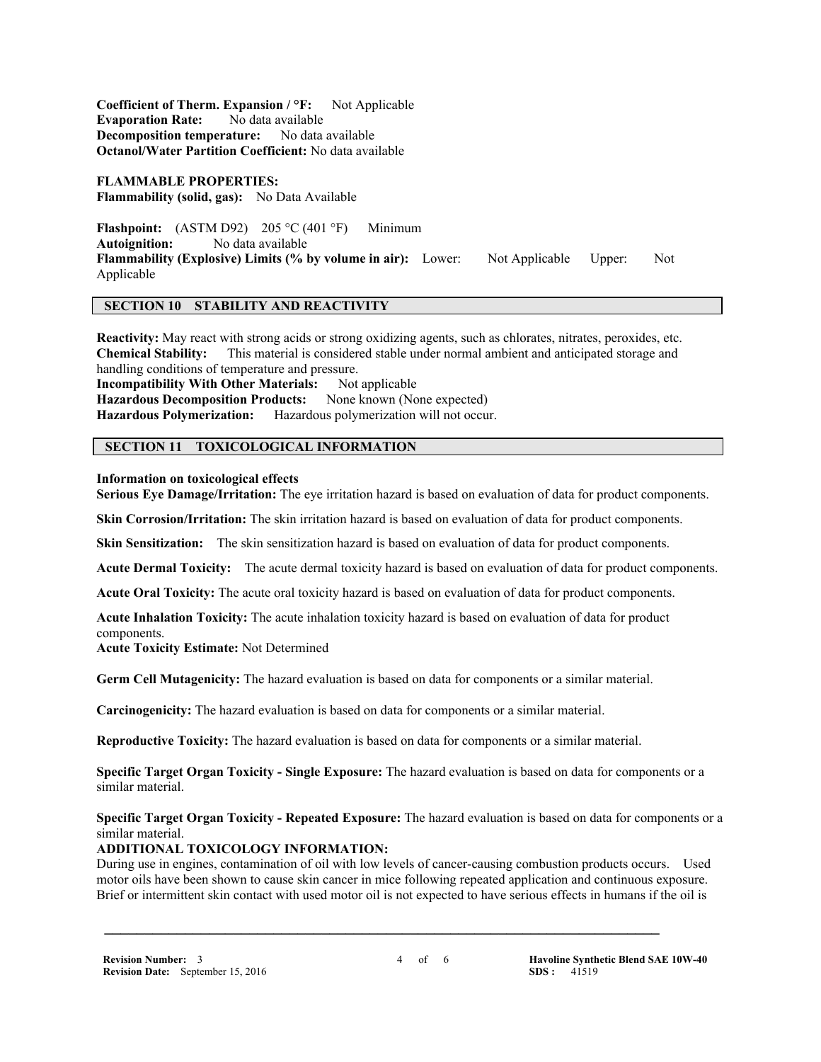**Coefficient of Therm. Expansion / °F:** Not Applicable
**Evaporation Rate:** No data available
**Decomposition temperature:** No data available
**Octanol/Water Partition Coefficient:** No data available

**FLAMMABLE PROPERTIES:**
**Flammability (solid, gas):** No Data Available

**Flashpoint:** (ASTM D92) 205 °C (401 °F) Minimum
**Autoignition:** No data available
**Flammability (Explosive) Limits (% by volume in air):** Lower: Not Applicable Upper: Not Applicable

## SECTION 10 STABILITY AND REACTIVITY

**Reactivity:** May react with strong acids or strong oxidizing agents, such as chlorates, nitrates, peroxides, etc.
**Chemical Stability:** This material is considered stable under normal ambient and anticipated storage and handling conditions of temperature and pressure.
**Incompatibility With Other Materials:** Not applicable
**Hazardous Decomposition Products:** None known (None expected)
**Hazardous Polymerization:** Hazardous polymerization will not occur.

## SECTION 11 TOXICOLOGICAL INFORMATION

**Information on toxicological effects**
**Serious Eye Damage/Irritation:** The eye irritation hazard is based on evaluation of data for product components.

**Skin Corrosion/Irritation:** The skin irritation hazard is based on evaluation of data for product components.

**Skin Sensitization:** The skin sensitization hazard is based on evaluation of data for product components.

**Acute Dermal Toxicity:** The acute dermal toxicity hazard is based on evaluation of data for product components.

**Acute Oral Toxicity:** The acute oral toxicity hazard is based on evaluation of data for product components.

**Acute Inhalation Toxicity:** The acute inhalation toxicity hazard is based on evaluation of data for product components.
**Acute Toxicity Estimate:** Not Determined

**Germ Cell Mutagenicity:** The hazard evaluation is based on data for components or a similar material.

**Carcinogenicity:** The hazard evaluation is based on data for components or a similar material.

**Reproductive Toxicity:** The hazard evaluation is based on data for components or a similar material.

**Specific Target Organ Toxicity - Single Exposure:** The hazard evaluation is based on data for components or a similar material.

**Specific Target Organ Toxicity - Repeated Exposure:** The hazard evaluation is based on data for components or a similar material.
**ADDITIONAL TOXICOLOGY INFORMATION:**
During use in engines, contamination of oil with low levels of cancer-causing combustion products occurs. Used motor oils have been shown to cause skin cancer in mice following repeated application and continuous exposure. Brief or intermittent skin contact with used motor oil is not expected to have serious effects in humans if the oil is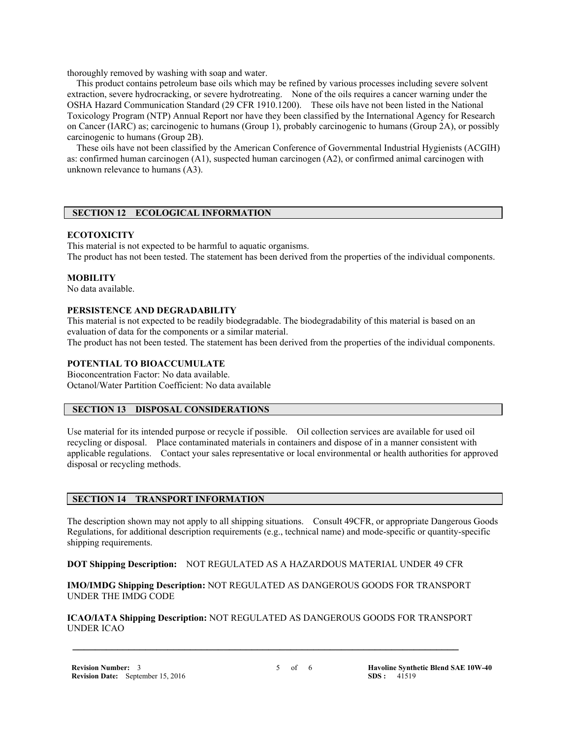thoroughly removed by washing with soap and water.

This product contains petroleum base oils which may be refined by various processes including severe solvent extraction, severe hydrocracking, or severe hydrotreating. None of the oils requires a cancer warning under the OSHA Hazard Communication Standard (29 CFR 1910.1200). These oils have not been listed in the National Toxicology Program (NTP) Annual Report nor have they been classified by the International Agency for Research on Cancer (IARC) as; carcinogenic to humans (Group 1), probably carcinogenic to humans (Group 2A), or possibly carcinogenic to humans (Group 2B).

These oils have not been classified by the American Conference of Governmental Industrial Hygienists (ACGIH) as: confirmed human carcinogen (A1), suspected human carcinogen (A2), or confirmed animal carcinogen with unknown relevance to humans (A3).

## SECTION 12 ECOLOGICAL INFORMATION

**ECOTOXICITY**

This material is not expected to be harmful to aquatic organisms.
The product has not been tested. The statement has been derived from the properties of the individual components.

**MOBILITY**

No data available.

**PERSISTENCE AND DEGRADABILITY**

This material is not expected to be readily biodegradable. The biodegradability of this material is based on an evaluation of data for the components or a similar material.
The product has not been tested. The statement has been derived from the properties of the individual components.

**POTENTIAL TO BIOACCUMULATE**

Bioconcentration Factor: No data available.
Octanol/Water Partition Coefficient: No data available

## SECTION 13 DISPOSAL CONSIDERATIONS

Use material for its intended purpose or recycle if possible. Oil collection services are available for used oil recycling or disposal. Place contaminated materials in containers and dispose of in a manner consistent with applicable regulations. Contact your sales representative or local environmental or health authorities for approved disposal or recycling methods.

## SECTION 14 TRANSPORT INFORMATION

The description shown may not apply to all shipping situations. Consult 49CFR, or appropriate Dangerous Goods Regulations, for additional description requirements (e.g., technical name) and mode-specific or quantity-specific shipping requirements.

**DOT Shipping Description:** NOT REGULATED AS A HAZARDOUS MATERIAL UNDER 49 CFR

**IMO/IMDG Shipping Description:** NOT REGULATED AS DANGEROUS GOODS FOR TRANSPORT UNDER THE IMDG CODE

**ICAO/IATA Shipping Description:** NOT REGULATED AS DANGEROUS GOODS FOR TRANSPORT UNDER ICAO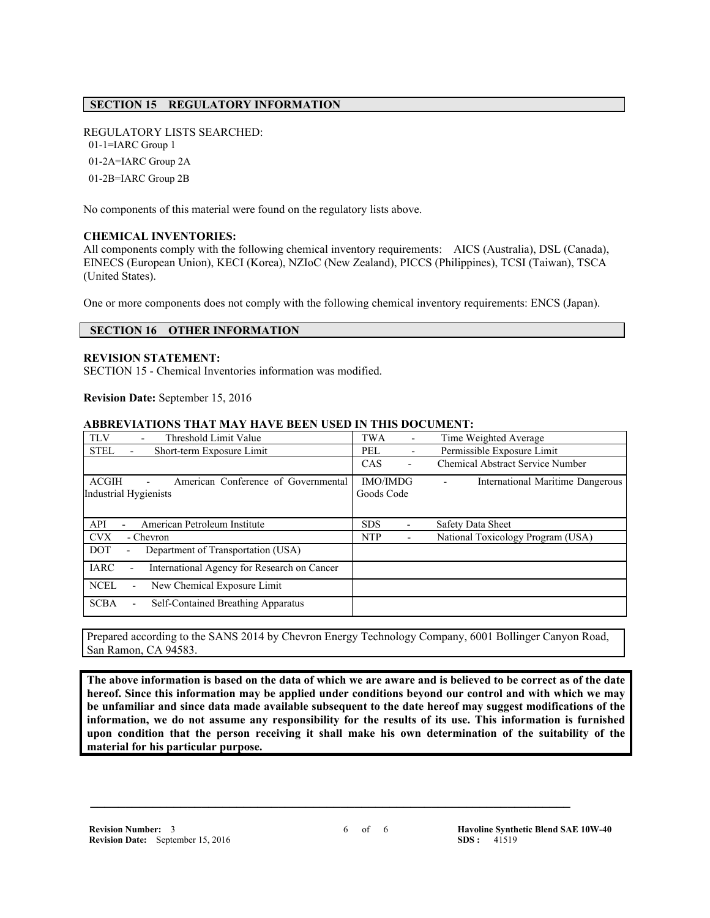## SECTION 15 REGULATORY INFORMATION

REGULATORY LISTS SEARCHED:

01-1=IARC Group 1

01-2A=IARC Group 2A

01-2B=IARC Group 2B

No components of this material were found on the regulatory lists above.

**CHEMICAL INVENTORIES:**

All components comply with the following chemical inventory requirements: AICS (Australia), DSL (Canada), EINECS (European Union), KECI (Korea), NZIoC (New Zealand), PICCS (Philippines), TCSI (Taiwan), TSCA (United States).

One or more components does not comply with the following chemical inventory requirements: ENCS (Japan).

## SECTION 16 OTHER INFORMATION

**REVISION STATEMENT:**

SECTION 15 - Chemical Inventories information was modified.

**Revision Date:** September 15, 2016

**ABBREVIATIONS THAT MAY HAVE BEEN USED IN THIS DOCUMENT:**

| | |
|---|---|
| TLV - Threshold Limit Value | TWA - Time Weighted Average |
| STEL - Short-term Exposure Limit | PEL - Permissible Exposure Limit |
| | CAS - Chemical Abstract Service Number |
| ACGIH - American Conference of Governmental Industrial Hygienists | IMO/IMDG - International Maritime Dangerous Goods Code |
| API - American Petroleum Institute | SDS - Safety Data Sheet |
| CVX - Chevron | NTP - National Toxicology Program (USA) |
| DOT - Department of Transportation (USA) | |
| IARC - International Agency for Research on Cancer | |
| NCEL - New Chemical Exposure Limit | |
| SCBA - Self-Contained Breathing Apparatus | |

Prepared according to the SANS 2014 by Chevron Energy Technology Company, 6001 Bollinger Canyon Road, San Ramon, CA 94583.

**The above information is based on the data of which we are aware and is believed to be correct as of the date hereof. Since this information may be applied under conditions beyond our control and with which we may be unfamiliar and since data made available subsequent to the date hereof may suggest modifications of the information, we do not assume any responsibility for the results of its use. This information is furnished upon condition that the person receiving it shall make his own determination of the suitability of the material for his particular purpose.**